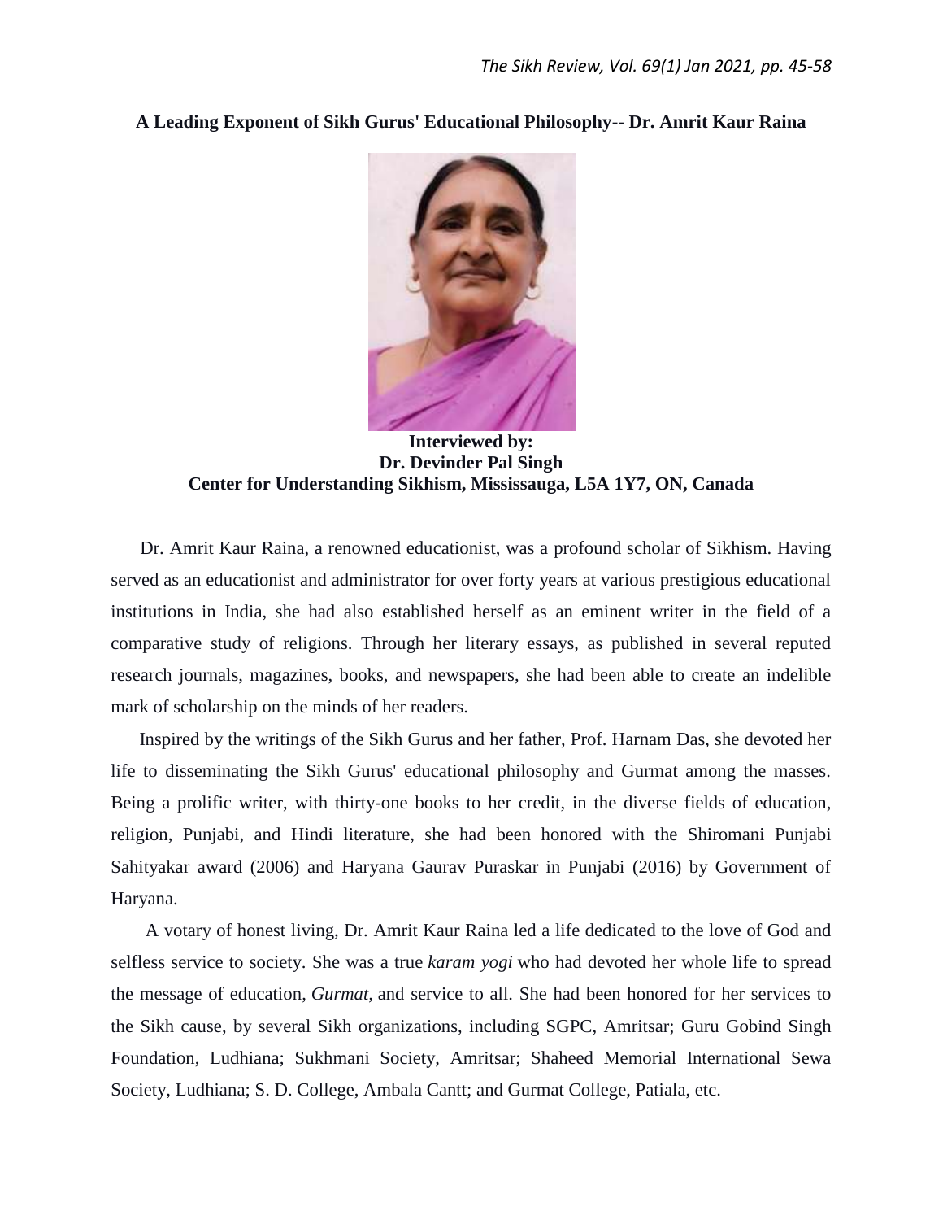# A Leading Exponent of Sikh Gurus' Educational Philosophy-- Dr. Amrit Kaur Raina

**Interviewed by:**
**Dr. Devinder Pal Singh**
**Center for Understanding Sikhism, Mississauga, L5A 1Y7, ON, Canada**

Dr. Amrit Kaur Raina, a renowned educationist, was a profound scholar of Sikhism. Having served as an educationist and administrator for over forty years at various prestigious educational institutions in India, she had also established herself as an eminent writer in the field of a comparative study of religions. Through her literary essays, as published in several reputed research journals, magazines, books, and newspapers, she had been able to create an indelible mark of scholarship on the minds of her readers.

Inspired by the writings of the Sikh Gurus and her father, Prof. Harnam Das, she devoted her life to disseminating the Sikh Gurus' educational philosophy and Gurmat among the masses. Being a prolific writer, with thirty-one books to her credit, in the diverse fields of education, religion, Punjabi, and Hindi literature, she had been honored with the Shiromani Punjabi Sahityakar award (2006) and Haryana Gaurav Puraskar in Punjabi (2016) by Government of Haryana.

A votary of honest living, Dr. Amrit Kaur Raina led a life dedicated to the love of God and selfless service to society. She was a true *karam yogi* who had devoted her whole life to spread the message of education, *Gurmat,* and service to all. She had been honored for her services to the Sikh cause, by several Sikh organizations, including SGPC, Amritsar; Guru Gobind Singh Foundation, Ludhiana; Sukhmani Society, Amritsar; Shaheed Memorial International Sewa Society, Ludhiana; S. D. College, Ambala Cantt; and Gurmat College, Patiala, etc.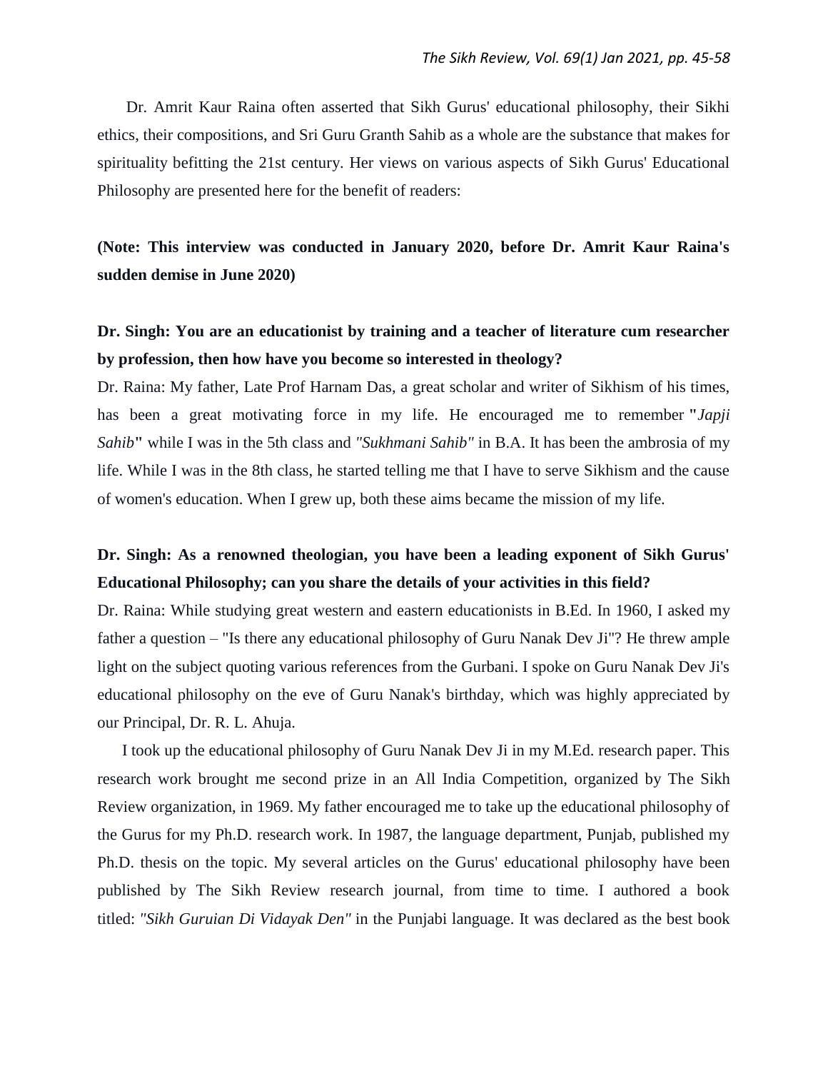Dr. Amrit Kaur Raina often asserted that Sikh Gurus' educational philosophy, their Sikhi ethics, their compositions, and Sri Guru Granth Sahib as a whole are the substance that makes for spirituality befitting the 21st century. Her views on various aspects of Sikh Gurus' Educational Philosophy are presented here for the benefit of readers:

**(Note: This interview was conducted in January 2020, before Dr. Amrit Kaur Raina's sudden demise in June 2020)**

**Dr. Singh: You are an educationist by training and a teacher of literature cum researcher by profession, then how have you become so interested in theology?**

Dr. Raina: My father, Late Prof Harnam Das, a great scholar and writer of Sikhism of his times, has been a great motivating force in my life. He encouraged me to remember **"***Japji Sahib***"** while I was in the 5th class and *"Sukhmani Sahib"* in B.A. It has been the ambrosia of my life. While I was in the 8th class, he started telling me that I have to serve Sikhism and the cause of women's education. When I grew up, both these aims became the mission of my life.

**Dr. Singh: As a renowned theologian, you have been a leading exponent of Sikh Gurus' Educational Philosophy; can you share the details of your activities in this field?**

Dr. Raina: While studying great western and eastern educationists in B.Ed. In 1960, I asked my father a question – "Is there any educational philosophy of Guru Nanak Dev Ji"? He threw ample light on the subject quoting various references from the Gurbani. I spoke on Guru Nanak Dev Ji's educational philosophy on the eve of Guru Nanak's birthday, which was highly appreciated by our Principal, Dr. R. L. Ahuja.

I took up the educational philosophy of Guru Nanak Dev Ji in my M.Ed. research paper. This research work brought me second prize in an All India Competition, organized by The Sikh Review organization, in 1969. My father encouraged me to take up the educational philosophy of the Gurus for my Ph.D. research work. In 1987, the language department, Punjab, published my Ph.D. thesis on the topic. My several articles on the Gurus' educational philosophy have been published by The Sikh Review research journal, from time to time. I authored a book titled: *"Sikh Guruian Di Vidayak Den"* in the Punjabi language. It was declared as the best book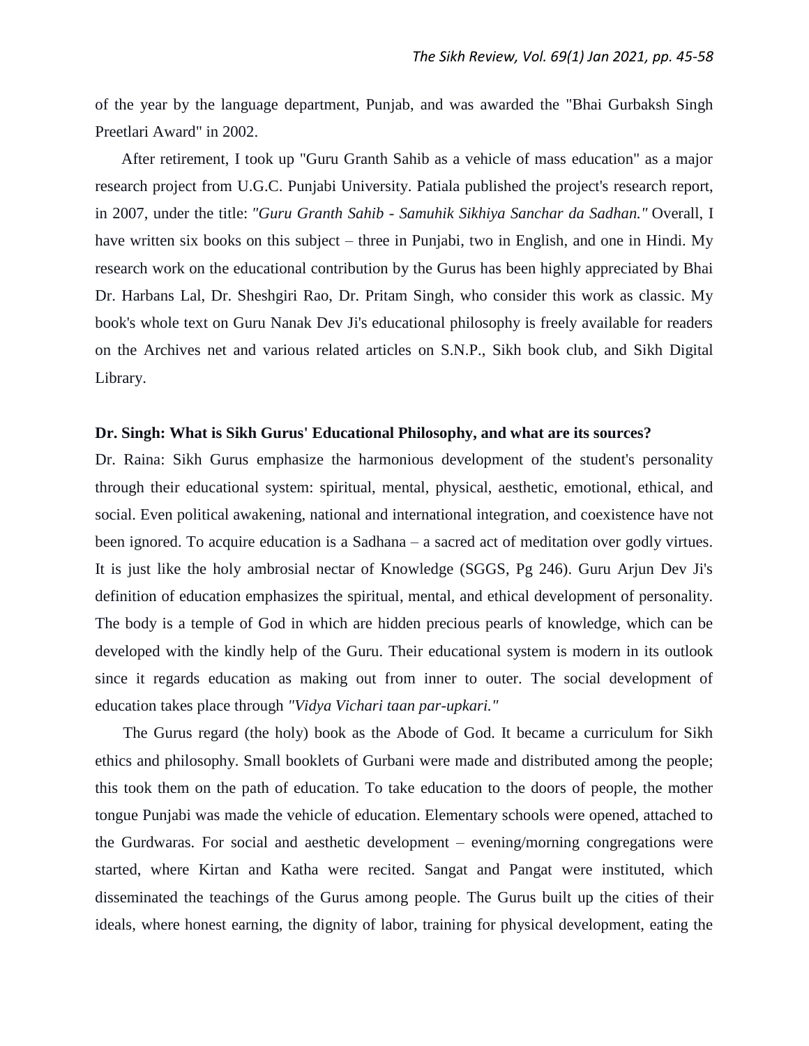of the year by the language department, Punjab, and was awarded the "Bhai Gurbaksh Singh Preetlari Award" in 2002.

After retirement, I took up "Guru Granth Sahib as a vehicle of mass education" as a major research project from U.G.C. Punjabi University. Patiala published the project's research report, in 2007, under the title: *"Guru Granth Sahib - Samuhik Sikhiya Sanchar da Sadhan."* Overall, I have written six books on this subject – three in Punjabi, two in English, and one in Hindi. My research work on the educational contribution by the Gurus has been highly appreciated by Bhai Dr. Harbans Lal, Dr. Sheshgiri Rao, Dr. Pritam Singh, who consider this work as classic. My book's whole text on Guru Nanak Dev Ji's educational philosophy is freely available for readers on the Archives net and various related articles on S.N.P., Sikh book club, and Sikh Digital Library.

**Dr. Singh: What is Sikh Gurus' Educational Philosophy, and what are its sources?**

Dr. Raina: Sikh Gurus emphasize the harmonious development of the student's personality through their educational system: spiritual, mental, physical, aesthetic, emotional, ethical, and social. Even political awakening, national and international integration, and coexistence have not been ignored. To acquire education is a Sadhana – a sacred act of meditation over godly virtues. It is just like the holy ambrosial nectar of Knowledge (SGGS, Pg 246). Guru Arjun Dev Ji's definition of education emphasizes the spiritual, mental, and ethical development of personality. The body is a temple of God in which are hidden precious pearls of knowledge, which can be developed with the kindly help of the Guru. Their educational system is modern in its outlook since it regards education as making out from inner to outer. The social development of education takes place through *"Vidya Vichari taan par-upkari."*

The Gurus regard (the holy) book as the Abode of God. It became a curriculum for Sikh ethics and philosophy. Small booklets of Gurbani were made and distributed among the people; this took them on the path of education. To take education to the doors of people, the mother tongue Punjabi was made the vehicle of education. Elementary schools were opened, attached to the Gurdwaras. For social and aesthetic development – evening/morning congregations were started, where Kirtan and Katha were recited. Sangat and Pangat were instituted, which disseminated the teachings of the Gurus among people. The Gurus built up the cities of their ideals, where honest earning, the dignity of labor, training for physical development, eating the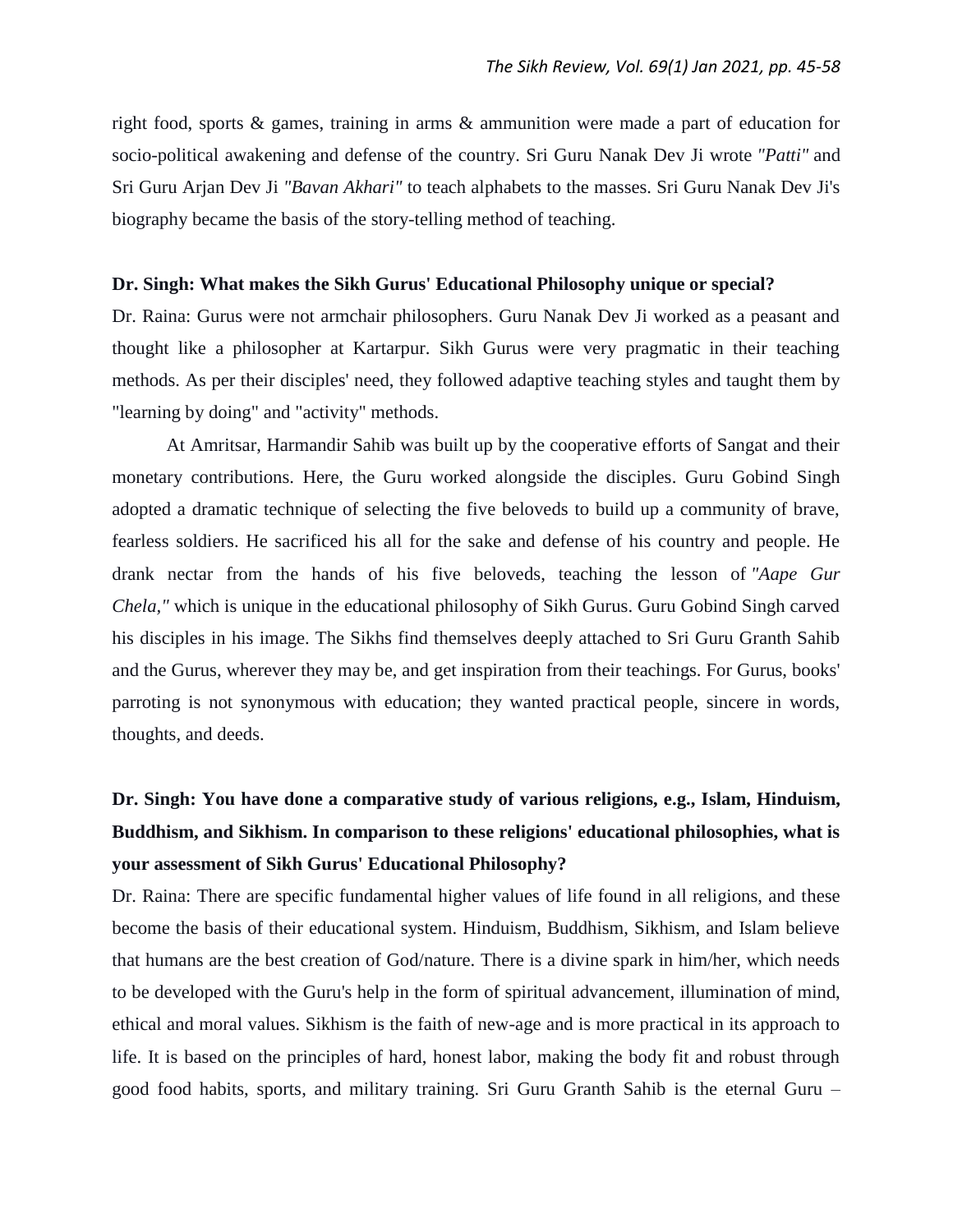right food, sports & games, training in arms & ammunition were made a part of education for socio-political awakening and defense of the country. Sri Guru Nanak Dev Ji wrote *"Patti"* and Sri Guru Arjan Dev Ji *"Bavan Akhari"* to teach alphabets to the masses. Sri Guru Nanak Dev Ji's biography became the basis of the story-telling method of teaching.

**Dr. Singh: What makes the Sikh Gurus' Educational Philosophy unique or special?**

Dr. Raina: Gurus were not armchair philosophers. Guru Nanak Dev Ji worked as a peasant and thought like a philosopher at Kartarpur. Sikh Gurus were very pragmatic in their teaching methods. As per their disciples' need, they followed adaptive teaching styles and taught them by "learning by doing" and "activity" methods.

At Amritsar, Harmandir Sahib was built up by the cooperative efforts of Sangat and their monetary contributions. Here, the Guru worked alongside the disciples. Guru Gobind Singh adopted a dramatic technique of selecting the five beloveds to build up a community of brave, fearless soldiers. He sacrificed his all for the sake and defense of his country and people. He drank nectar from the hands of his five beloveds, teaching the lesson of *"Aape Gur Chela,"* which is unique in the educational philosophy of Sikh Gurus. Guru Gobind Singh carved his disciples in his image. The Sikhs find themselves deeply attached to Sri Guru Granth Sahib and the Gurus, wherever they may be, and get inspiration from their teachings. For Gurus, books' parroting is not synonymous with education; they wanted practical people, sincere in words, thoughts, and deeds.

**Dr. Singh: You have done a comparative study of various religions, e.g., Islam, Hinduism, Buddhism, and Sikhism. In comparison to these religions' educational philosophies, what is your assessment of Sikh Gurus' Educational Philosophy?**

Dr. Raina: There are specific fundamental higher values of life found in all religions, and these become the basis of their educational system. Hinduism, Buddhism, Sikhism, and Islam believe that humans are the best creation of God/nature. There is a divine spark in him/her, which needs to be developed with the Guru's help in the form of spiritual advancement, illumination of mind, ethical and moral values. Sikhism is the faith of new-age and is more practical in its approach to life. It is based on the principles of hard, honest labor, making the body fit and robust through good food habits, sports, and military training. Sri Guru Granth Sahib is the eternal Guru –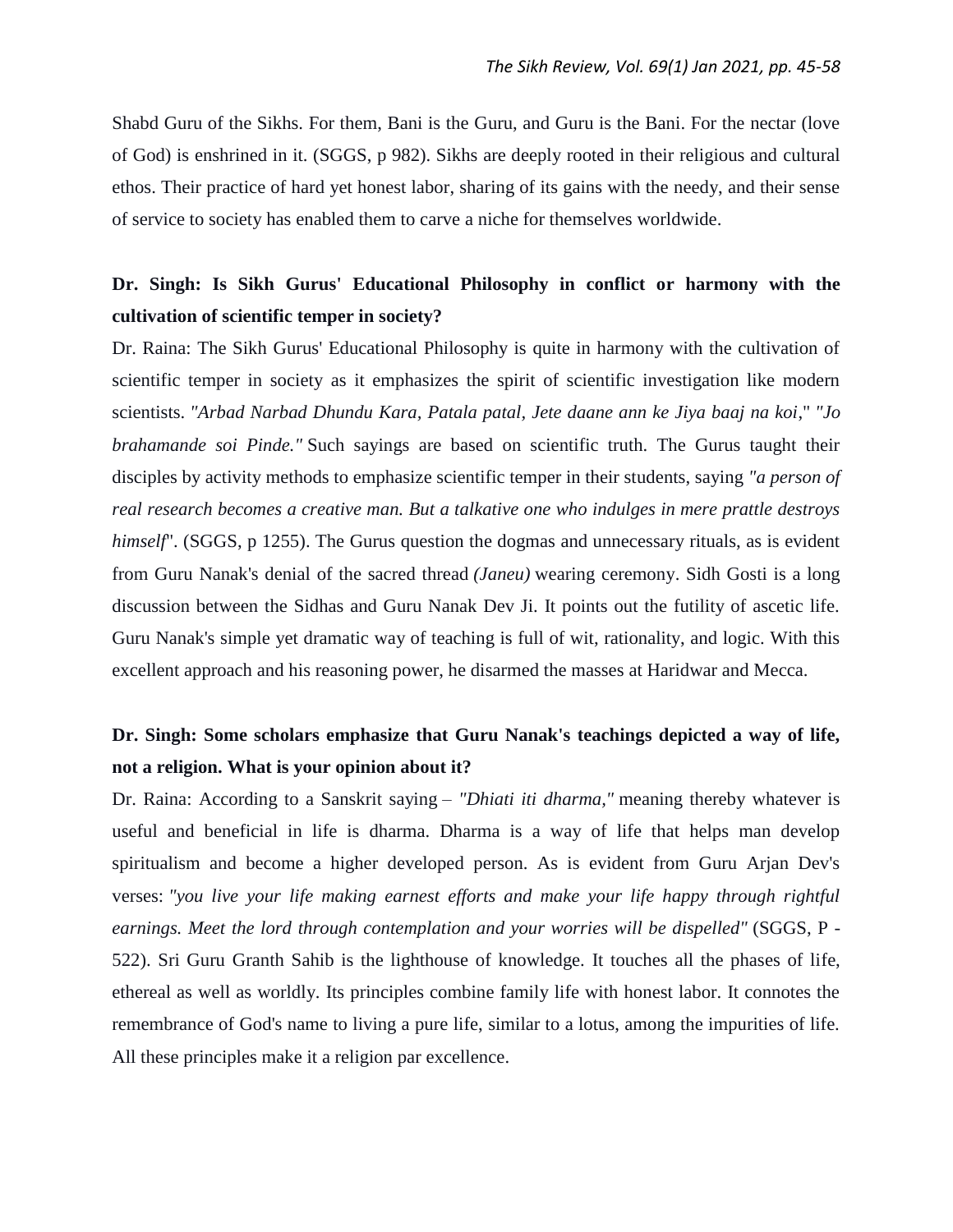Shabd Guru of the Sikhs. For them, Bani is the Guru, and Guru is the Bani. For the nectar (love of God) is enshrined in it. (SGGS, p 982). Sikhs are deeply rooted in their religious and cultural ethos. Their practice of hard yet honest labor, sharing of its gains with the needy, and their sense of service to society has enabled them to carve a niche for themselves worldwide.

**Dr. Singh: Is Sikh Gurus' Educational Philosophy in conflict or harmony with the cultivation of scientific temper in society?**

Dr. Raina: The Sikh Gurus' Educational Philosophy is quite in harmony with the cultivation of scientific temper in society as it emphasizes the spirit of scientific investigation like modern scientists. *"Arbad Narbad Dhundu Kara, Patala patal, Jete daane ann ke Jiya baaj na koi*," *"Jo brahamande soi Pinde."* Such sayings are based on scientific truth. The Gurus taught their disciples by activity methods to emphasize scientific temper in their students, saying *"a person of real research becomes a creative man. But a talkative one who indulges in mere prattle destroys himself*". (SGGS, p 1255). The Gurus question the dogmas and unnecessary rituals, as is evident from Guru Nanak's denial of the sacred thread *(Janeu)* wearing ceremony. Sidh Gosti is a long discussion between the Sidhas and Guru Nanak Dev Ji. It points out the futility of ascetic life. Guru Nanak's simple yet dramatic way of teaching is full of wit, rationality, and logic. With this excellent approach and his reasoning power, he disarmed the masses at Haridwar and Mecca.

**Dr. Singh: Some scholars emphasize that Guru Nanak's teachings depicted a way of life, not a religion. What is your opinion about it?**

Dr. Raina: According to a Sanskrit saying – *"Dhiati iti dharma,"* meaning thereby whatever is useful and beneficial in life is dharma. Dharma is a way of life that helps man develop spiritualism and become a higher developed person. As is evident from Guru Arjan Dev's verses: *"you live your life making earnest efforts and make your life happy through rightful earnings. Meet the lord through contemplation and your worries will be dispelled"* (SGGS, P - 522). Sri Guru Granth Sahib is the lighthouse of knowledge. It touches all the phases of life, ethereal as well as worldly. Its principles combine family life with honest labor. It connotes the remembrance of God's name to living a pure life, similar to a lotus, among the impurities of life. All these principles make it a religion par excellence.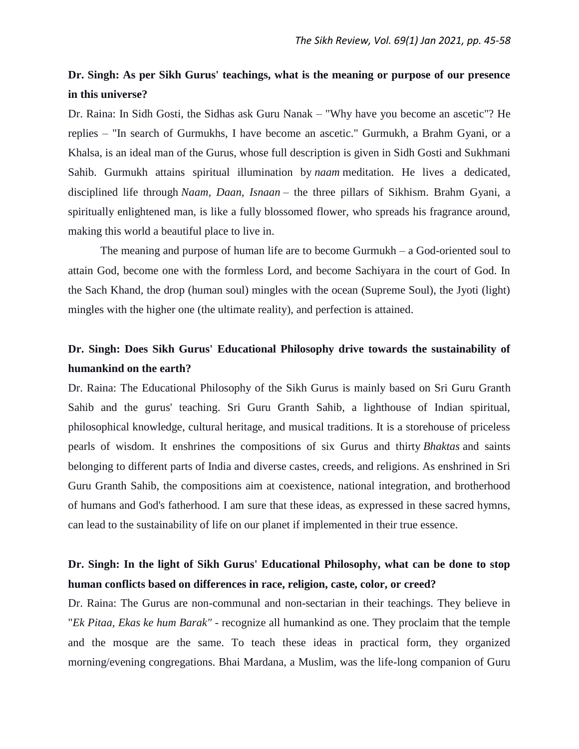**Dr. Singh: As per Sikh Gurus' teachings, what is the meaning or purpose of our presence in this universe?**

Dr. Raina: In Sidh Gosti, the Sidhas ask Guru Nanak – "Why have you become an ascetic"? He replies – "In search of Gurmukhs, I have become an ascetic." Gurmukh, a Brahm Gyani, or a Khalsa, is an ideal man of the Gurus, whose full description is given in Sidh Gosti and Sukhmani Sahib. Gurmukh attains spiritual illumination by *naam* meditation. He lives a dedicated, disciplined life through *Naam, Daan, Isnaan* – the three pillars of Sikhism. Brahm Gyani, a spiritually enlightened man, is like a fully blossomed flower, who spreads his fragrance around, making this world a beautiful place to live in.

The meaning and purpose of human life are to become Gurmukh – a God-oriented soul to attain God, become one with the formless Lord, and become Sachiyara in the court of God. In the Sach Khand, the drop (human soul) mingles with the ocean (Supreme Soul), the Jyoti (light) mingles with the higher one (the ultimate reality), and perfection is attained.

**Dr. Singh: Does Sikh Gurus' Educational Philosophy drive towards the sustainability of humankind on the earth?**

Dr. Raina: The Educational Philosophy of the Sikh Gurus is mainly based on Sri Guru Granth Sahib and the gurus' teaching. Sri Guru Granth Sahib, a lighthouse of Indian spiritual, philosophical knowledge, cultural heritage, and musical traditions. It is a storehouse of priceless pearls of wisdom. It enshrines the compositions of six Gurus and thirty *Bhaktas* and saints belonging to different parts of India and diverse castes, creeds, and religions. As enshrined in Sri Guru Granth Sahib, the compositions aim at coexistence, national integration, and brotherhood of humans and God's fatherhood. I am sure that these ideas, as expressed in these sacred hymns, can lead to the sustainability of life on our planet if implemented in their true essence.

**Dr. Singh: In the light of Sikh Gurus' Educational Philosophy, what can be done to stop human conflicts based on differences in race, religion, caste, color, or creed?**

Dr. Raina: The Gurus are non-communal and non-sectarian in their teachings. They believe in "*Ek Pitaa, Ekas ke hum Barak"* - recognize all humankind as one. They proclaim that the temple and the mosque are the same. To teach these ideas in practical form, they organized morning/evening congregations. Bhai Mardana, a Muslim, was the life-long companion of Guru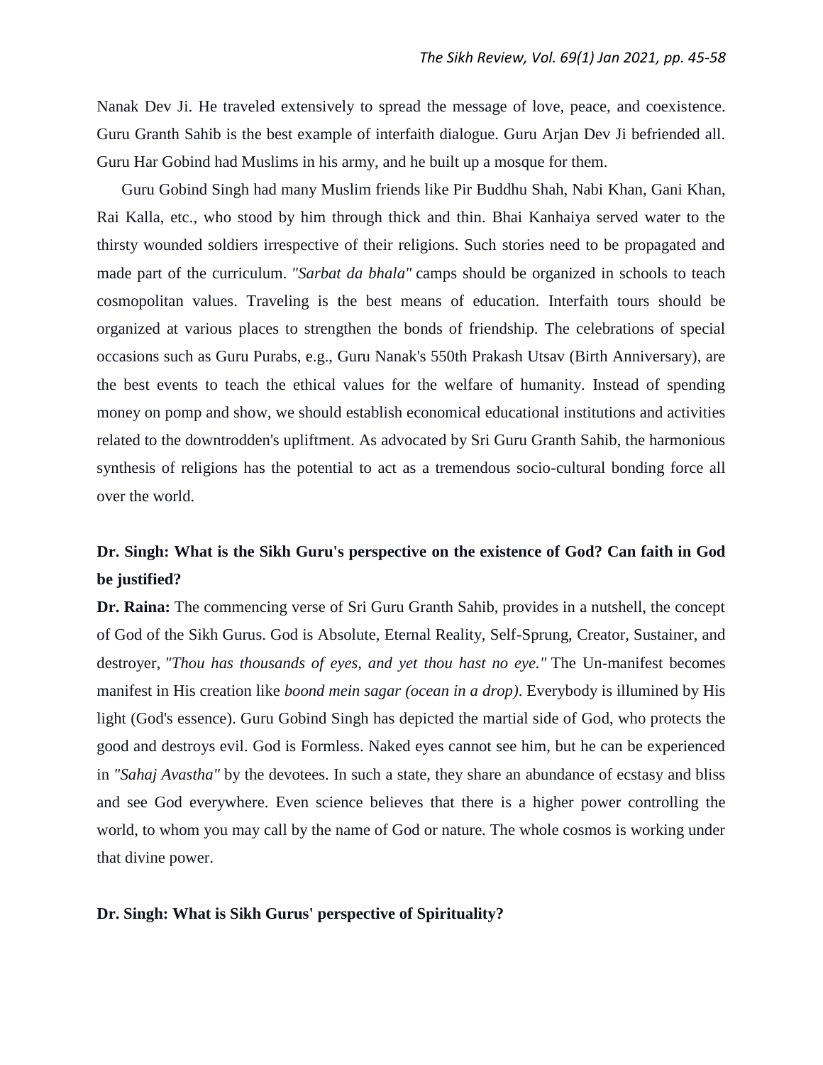Nanak Dev Ji. He traveled extensively to spread the message of love, peace, and coexistence. Guru Granth Sahib is the best example of interfaith dialogue. Guru Arjan Dev Ji befriended all. Guru Har Gobind had Muslims in his army, and he built up a mosque for them.

Guru Gobind Singh had many Muslim friends like Pir Buddhu Shah, Nabi Khan, Gani Khan, Rai Kalla, etc., who stood by him through thick and thin. Bhai Kanhaiya served water to the thirsty wounded soldiers irrespective of their religions. Such stories need to be propagated and made part of the curriculum. *"Sarbat da bhala"* camps should be organized in schools to teach cosmopolitan values. Traveling is the best means of education. Interfaith tours should be organized at various places to strengthen the bonds of friendship. The celebrations of special occasions such as Guru Purabs, e.g., Guru Nanak's 550th Prakash Utsav (Birth Anniversary), are the best events to teach the ethical values for the welfare of humanity. Instead of spending money on pomp and show, we should establish economical educational institutions and activities related to the downtrodden's upliftment. As advocated by Sri Guru Granth Sahib, the harmonious synthesis of religions has the potential to act as a tremendous socio-cultural bonding force all over the world.

**Dr. Singh: What is the Sikh Guru's perspective on the existence of God? Can faith in God be justified?**

**Dr. Raina:** The commencing verse of Sri Guru Granth Sahib, provides in a nutshell, the concept of God of the Sikh Gurus. God is Absolute, Eternal Reality, Self-Sprung, Creator, Sustainer, and destroyer, *"Thou has thousands of eyes, and yet thou hast no eye."* The Un-manifest becomes manifest in His creation like *boond mein sagar (ocean in a drop)*. Everybody is illumined by His light (God's essence). Guru Gobind Singh has depicted the martial side of God, who protects the good and destroys evil. God is Formless. Naked eyes cannot see him, but he can be experienced in *"Sahaj Avastha"* by the devotees. In such a state, they share an abundance of ecstasy and bliss and see God everywhere. Even science believes that there is a higher power controlling the world, to whom you may call by the name of God or nature. The whole cosmos is working under that divine power.

**Dr. Singh: What is Sikh Gurus' perspective of Spirituality?**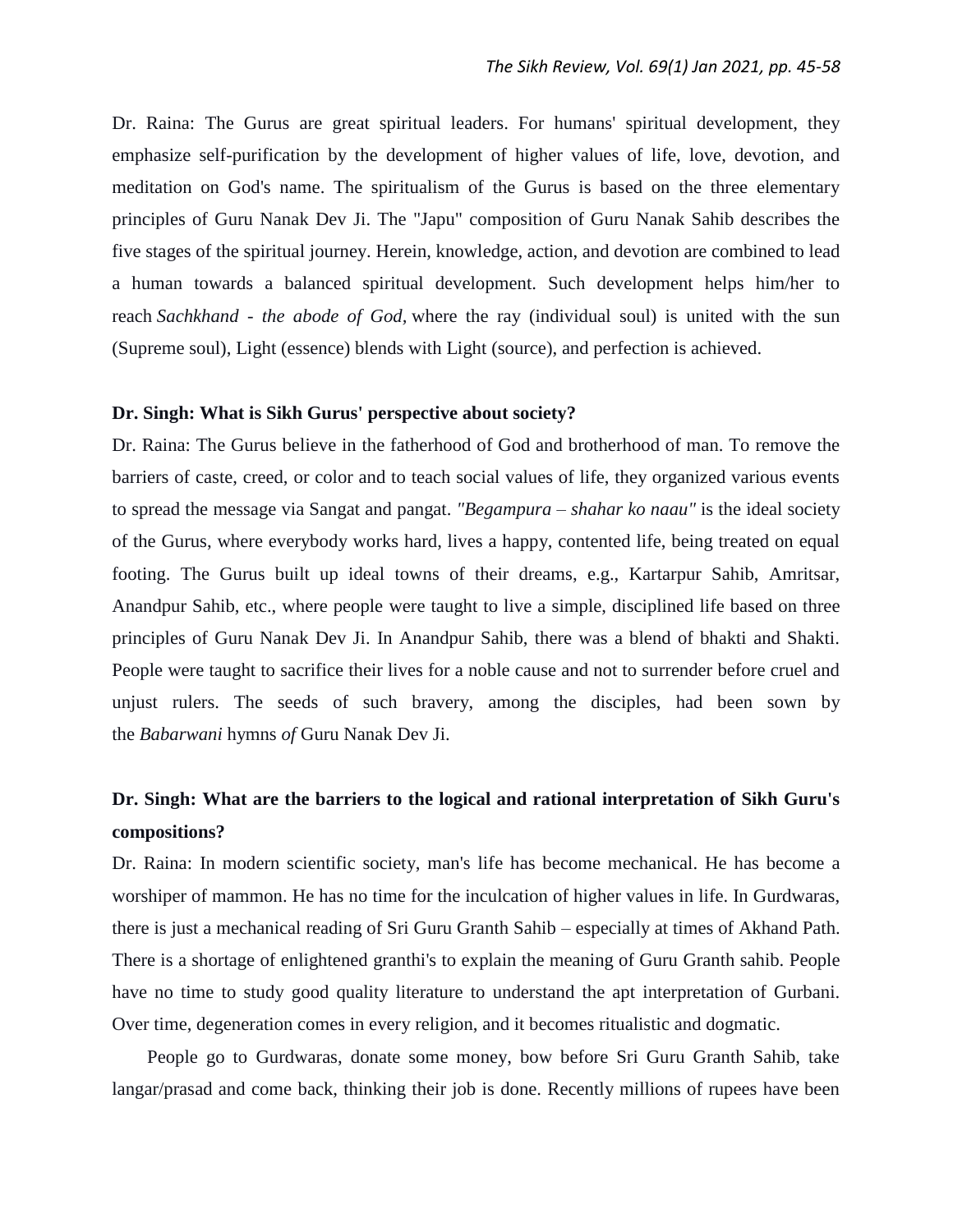Dr. Raina: The Gurus are great spiritual leaders. For humans' spiritual development, they emphasize self-purification by the development of higher values of life, love, devotion, and meditation on God's name. The spiritualism of the Gurus is based on the three elementary principles of Guru Nanak Dev Ji. The "Japu" composition of Guru Nanak Sahib describes the five stages of the spiritual journey. Herein, knowledge, action, and devotion are combined to lead a human towards a balanced spiritual development. Such development helps him/her to reach *Sachkhand - the abode of God,* where the ray (individual soul) is united with the sun (Supreme soul), Light (essence) blends with Light (source), and perfection is achieved.

**Dr. Singh: What is Sikh Gurus' perspective about society?**

Dr. Raina: The Gurus believe in the fatherhood of God and brotherhood of man. To remove the barriers of caste, creed, or color and to teach social values of life, they organized various events to spread the message via Sangat and pangat. *"Begampura – shahar ko naau"* is the ideal society of the Gurus, where everybody works hard, lives a happy, contented life, being treated on equal footing. The Gurus built up ideal towns of their dreams, e.g., Kartarpur Sahib, Amritsar, Anandpur Sahib, etc., where people were taught to live a simple, disciplined life based on three principles of Guru Nanak Dev Ji. In Anandpur Sahib, there was a blend of bhakti and Shakti. People were taught to sacrifice their lives for a noble cause and not to surrender before cruel and unjust rulers. The seeds of such bravery, among the disciples, had been sown by the *Babarwani* hymns *of* Guru Nanak Dev Ji.

**Dr. Singh: What are the barriers to the logical and rational interpretation of Sikh Guru's compositions?**

Dr. Raina: In modern scientific society, man's life has become mechanical. He has become a worshiper of mammon. He has no time for the inculcation of higher values in life. In Gurdwaras, there is just a mechanical reading of Sri Guru Granth Sahib – especially at times of Akhand Path. There is a shortage of enlightened granthi's to explain the meaning of Guru Granth sahib. People have no time to study good quality literature to understand the apt interpretation of Gurbani. Over time, degeneration comes in every religion, and it becomes ritualistic and dogmatic.

People go to Gurdwaras, donate some money, bow before Sri Guru Granth Sahib, take langar/prasad and come back, thinking their job is done. Recently millions of rupees have been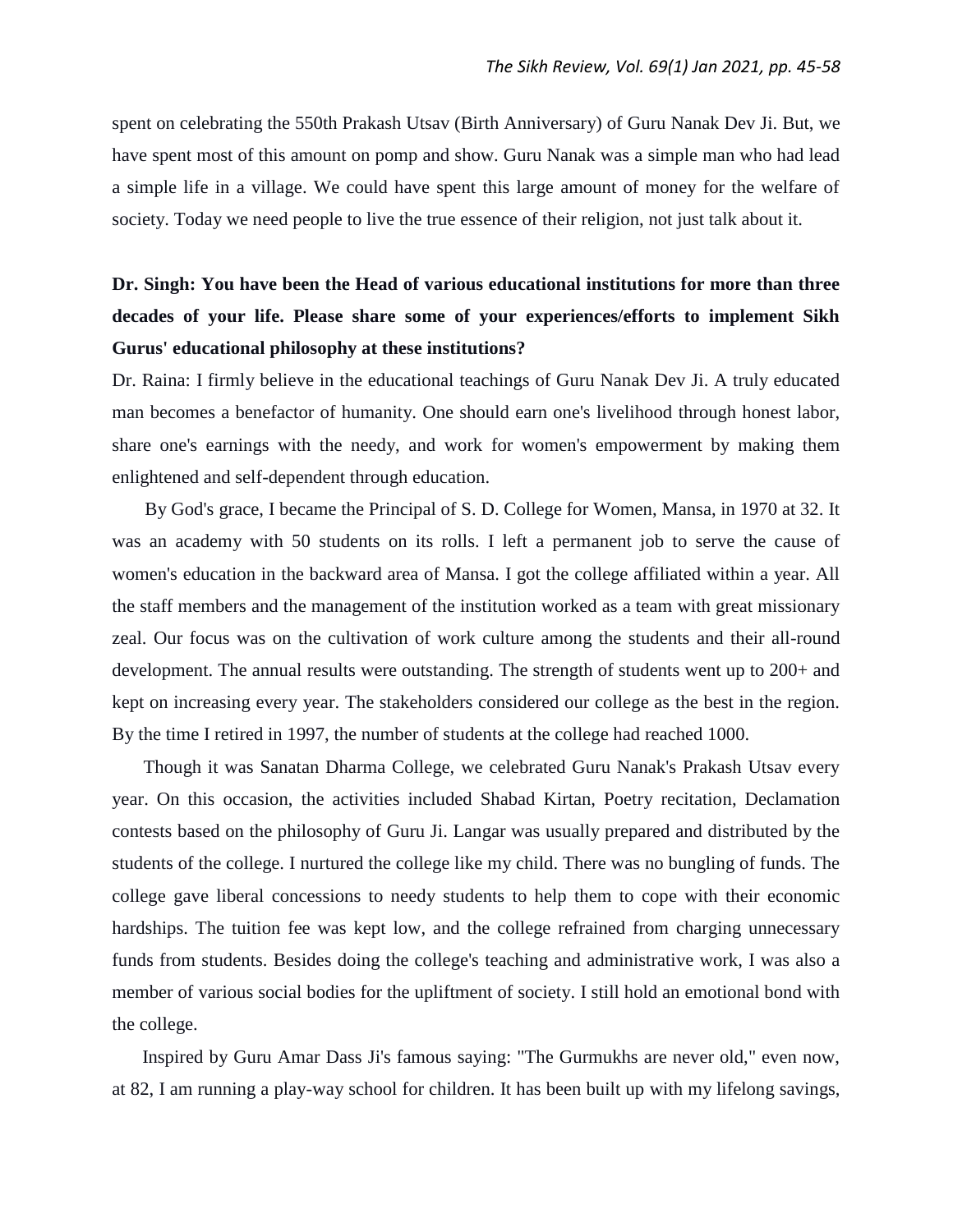spent on celebrating the 550th Prakash Utsav (Birth Anniversary) of Guru Nanak Dev Ji. But, we have spent most of this amount on pomp and show. Guru Nanak was a simple man who had lead a simple life in a village. We could have spent this large amount of money for the welfare of society. Today we need people to live the true essence of their religion, not just talk about it.

**Dr. Singh: You have been the Head of various educational institutions for more than three decades of your life. Please share some of your experiences/efforts to implement Sikh Gurus' educational philosophy at these institutions?**

Dr. Raina: I firmly believe in the educational teachings of Guru Nanak Dev Ji. A truly educated man becomes a benefactor of humanity. One should earn one's livelihood through honest labor, share one's earnings with the needy, and work for women's empowerment by making them enlightened and self-dependent through education.

By God's grace, I became the Principal of S. D. College for Women, Mansa, in 1970 at 32. It was an academy with 50 students on its rolls. I left a permanent job to serve the cause of women's education in the backward area of Mansa. I got the college affiliated within a year. All the staff members and the management of the institution worked as a team with great missionary zeal. Our focus was on the cultivation of work culture among the students and their all-round development. The annual results were outstanding. The strength of students went up to 200+ and kept on increasing every year. The stakeholders considered our college as the best in the region. By the time I retired in 1997, the number of students at the college had reached 1000.

Though it was Sanatan Dharma College, we celebrated Guru Nanak's Prakash Utsav every year. On this occasion, the activities included Shabad Kirtan, Poetry recitation, Declamation contests based on the philosophy of Guru Ji. Langar was usually prepared and distributed by the students of the college. I nurtured the college like my child. There was no bungling of funds. The college gave liberal concessions to needy students to help them to cope with their economic hardships. The tuition fee was kept low, and the college refrained from charging unnecessary funds from students. Besides doing the college's teaching and administrative work, I was also a member of various social bodies for the upliftment of society. I still hold an emotional bond with the college.

Inspired by Guru Amar Dass Ji's famous saying: "The Gurmukhs are never old," even now, at 82, I am running a play-way school for children. It has been built up with my lifelong savings,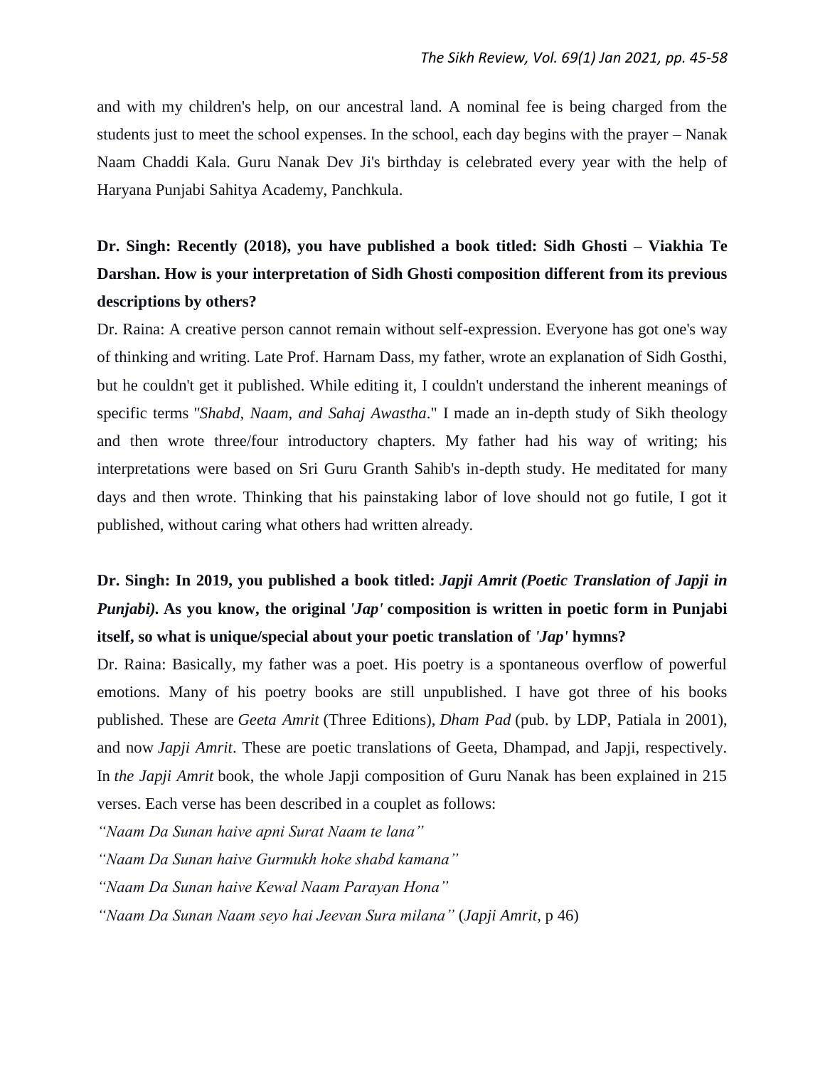and with my children's help, on our ancestral land. A nominal fee is being charged from the students just to meet the school expenses. In the school, each day begins with the prayer – Nanak Naam Chaddi Kala. Guru Nanak Dev Ji's birthday is celebrated every year with the help of Haryana Punjabi Sahitya Academy, Panchkula.

**Dr. Singh: Recently (2018), you have published a book titled: Sidh Ghosti – Viakhia Te Darshan. How is your interpretation of Sidh Ghosti composition different from its previous descriptions by others?**

Dr. Raina: A creative person cannot remain without self-expression. Everyone has got one's way of thinking and writing. Late Prof. Harnam Dass, my father, wrote an explanation of Sidh Gosthi, but he couldn't get it published. While editing it, I couldn't understand the inherent meanings of specific terms "*Shabd, Naam, and Sahaj Awastha*." I made an in-depth study of Sikh theology and then wrote three/four introductory chapters. My father had his way of writing; his interpretations were based on Sri Guru Granth Sahib's in-depth study. He meditated for many days and then wrote. Thinking that his painstaking labor of love should not go futile, I got it published, without caring what others had written already.

**Dr. Singh: In 2019, you published a book titled: *Japji Amrit (Poetic Translation of Japji in Punjabi)*. As you know, the original *'Jap'* composition is written in poetic form in Punjabi itself, so what is unique/special about your poetic translation of *'Jap'* hymns?**

Dr. Raina: Basically, my father was a poet. His poetry is a spontaneous overflow of powerful emotions. Many of his poetry books are still unpublished. I have got three of his books published. These are *Geeta Amrit* (Three Editions), *Dham Pad* (pub. by LDP, Patiala in 2001), and now *Japji Amrit*. These are poetic translations of Geeta, Dhampad, and Japji, respectively. In *the Japji Amrit* book, the whole Japji composition of Guru Nanak has been explained in 215 verses. Each verse has been described in a couplet as follows:

*"Naam Da Sunan haive apni Surat Naam te lana"*

*"Naam Da Sunan haive Gurmukh hoke shabd kamana"*

*"Naam Da Sunan haive Kewal Naam Parayan Hona"*

*"Naam Da Sunan Naam seyo hai Jeevan Sura milana"* (*Japji Amrit*, p 46)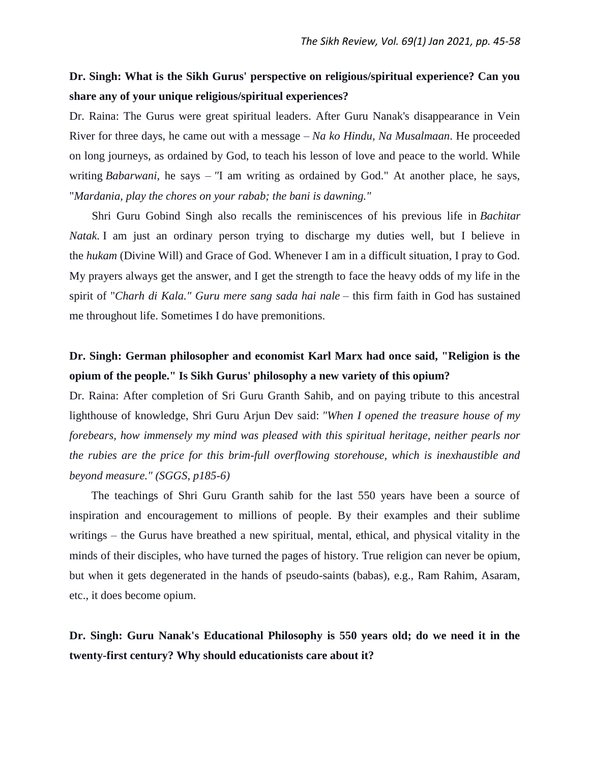**Dr. Singh: What is the Sikh Gurus' perspective on religious/spiritual experience? Can you share any of your unique religious/spiritual experiences?**

Dr. Raina: The Gurus were great spiritual leaders. After Guru Nanak's disappearance in Vein River for three days, he came out with a message – *Na ko Hindu, Na Musalmaan*. He proceeded on long journeys, as ordained by God, to teach his lesson of love and peace to the world. While writing *Babarwani*, he says – "I am writing as ordained by God." At another place, he says, "*Mardania, play the chores on your rabab; the bani is dawning."*

Shri Guru Gobind Singh also recalls the reminiscences of his previous life in *Bachitar Natak.* I am just an ordinary person trying to discharge my duties well, but I believe in the *hukam* (Divine Will) and Grace of God. Whenever I am in a difficult situation, I pray to God. My prayers always get the answer, and I get the strength to face the heavy odds of my life in the spirit of "*Charh di Kala." Guru mere sang sada hai nale* – this firm faith in God has sustained me throughout life. Sometimes I do have premonitions.

**Dr. Singh: German philosopher and economist Karl Marx had once said, "Religion is the opium of the people." Is Sikh Gurus' philosophy a new variety of this opium?**

Dr. Raina: After completion of Sri Guru Granth Sahib, and on paying tribute to this ancestral lighthouse of knowledge, Shri Guru Arjun Dev said: *"When I opened the treasure house of my forebears, how immensely my mind was pleased with this spiritual heritage, neither pearls nor the rubies are the price for this brim-full overflowing storehouse, which is inexhaustible and beyond measure." (SGGS, p185-6)*

The teachings of Shri Guru Granth sahib for the last 550 years have been a source of inspiration and encouragement to millions of people. By their examples and their sublime writings – the Gurus have breathed a new spiritual, mental, ethical, and physical vitality in the minds of their disciples, who have turned the pages of history. True religion can never be opium, but when it gets degenerated in the hands of pseudo-saints (babas), e.g., Ram Rahim, Asaram, etc., it does become opium.

**Dr. Singh: Guru Nanak's Educational Philosophy is 550 years old; do we need it in the twenty-first century? Why should educationists care about it?**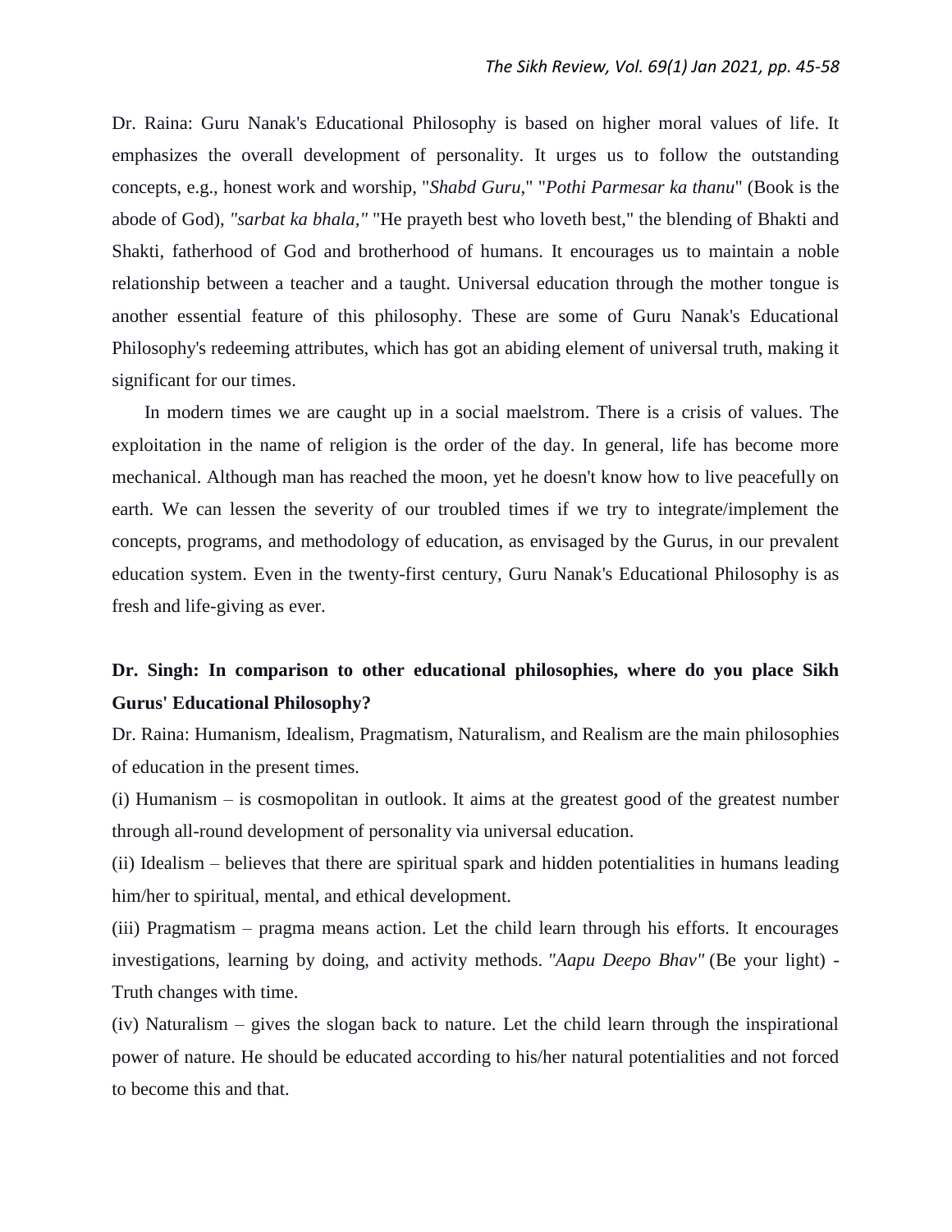Dr. Raina: Guru Nanak's Educational Philosophy is based on higher moral values of life. It emphasizes the overall development of personality. It urges us to follow the outstanding concepts, e.g., honest work and worship, "*Shabd Guru*," "*Pothi Parmesar ka thanu*" (Book is the abode of God), *"sarbat ka bhala,"* "He prayeth best who loveth best," the blending of Bhakti and Shakti, fatherhood of God and brotherhood of humans. It encourages us to maintain a noble relationship between a teacher and a taught. Universal education through the mother tongue is another essential feature of this philosophy. These are some of Guru Nanak's Educational Philosophy's redeeming attributes, which has got an abiding element of universal truth, making it significant for our times.

In modern times we are caught up in a social maelstrom. There is a crisis of values. The exploitation in the name of religion is the order of the day. In general, life has become more mechanical. Although man has reached the moon, yet he doesn't know how to live peacefully on earth. We can lessen the severity of our troubled times if we try to integrate/implement the concepts, programs, and methodology of education, as envisaged by the Gurus, in our prevalent education system. Even in the twenty-first century, Guru Nanak's Educational Philosophy is as fresh and life-giving as ever.

**Dr. Singh: In comparison to other educational philosophies, where do you place Sikh Gurus' Educational Philosophy?**

Dr. Raina: Humanism, Idealism, Pragmatism, Naturalism, and Realism are the main philosophies of education in the present times.

(i) Humanism – is cosmopolitan in outlook. It aims at the greatest good of the greatest number through all-round development of personality via universal education.

(ii) Idealism – believes that there are spiritual spark and hidden potentialities in humans leading him/her to spiritual, mental, and ethical development.

(iii) Pragmatism – pragma means action. Let the child learn through his efforts. It encourages investigations, learning by doing, and activity methods. *"Aapu Deepo Bhav"* (Be your light) - Truth changes with time.

(iv) Naturalism – gives the slogan back to nature. Let the child learn through the inspirational power of nature. He should be educated according to his/her natural potentialities and not forced to become this and that.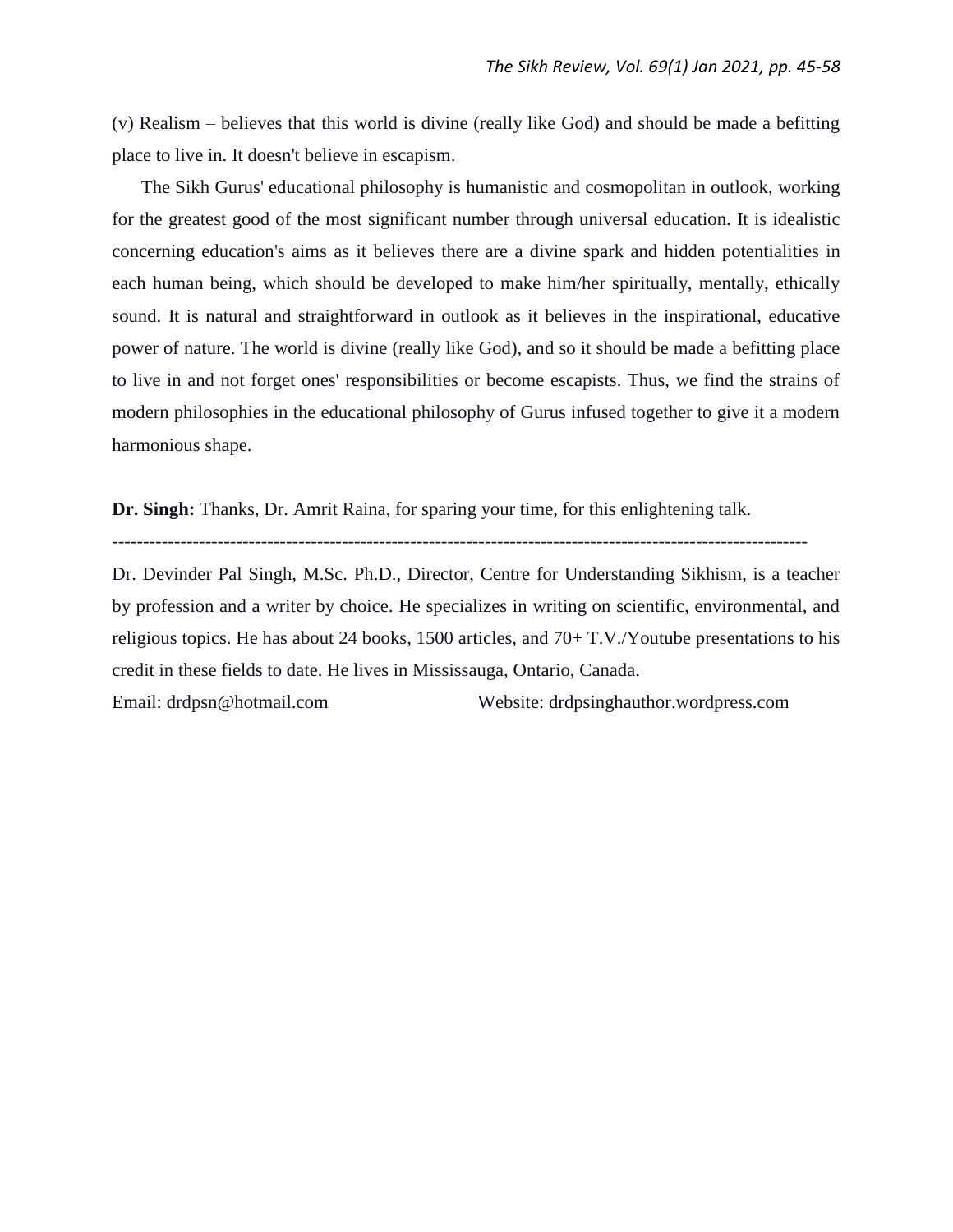(v) Realism – believes that this world is divine (really like God) and should be made a befitting place to live in. It doesn't believe in escapism.

The Sikh Gurus' educational philosophy is humanistic and cosmopolitan in outlook, working for the greatest good of the most significant number through universal education. It is idealistic concerning education's aims as it believes there are a divine spark and hidden potentialities in each human being, which should be developed to make him/her spiritually, mentally, ethically sound. It is natural and straightforward in outlook as it believes in the inspirational, educative power of nature. The world is divine (really like God), and so it should be made a befitting place to live in and not forget ones' responsibilities or become escapists. Thus, we find the strains of modern philosophies in the educational philosophy of Gurus infused together to give it a modern harmonious shape.

**Dr. Singh:** Thanks, Dr. Amrit Raina, for sparing your time, for this enlightening talk.

---

Dr. Devinder Pal Singh, M.Sc. Ph.D., Director, Centre for Understanding Sikhism, is a teacher by profession and a writer by choice. He specializes in writing on scientific, environmental, and religious topics. He has about 24 books, 1500 articles, and 70+ T.V./Youtube presentations to his credit in these fields to date. He lives in Mississauga, Ontario, Canada.

Email: drdpsn@hotmail.com Website: drdpsinghauthor.wordpress.com